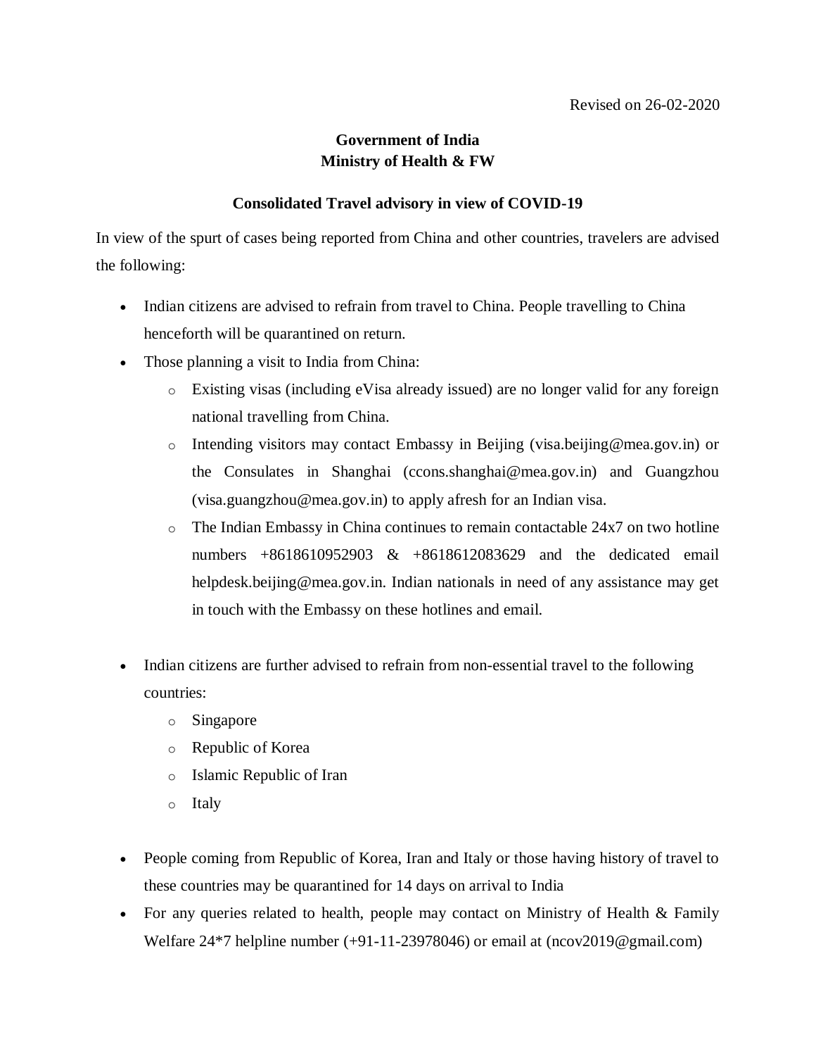Revised on 26-02-2020

**Government of India**
**Ministry of Health & FW**

## Consolidated Travel advisory in view of COVID-19

In view of the spurt of cases being reported from China and other countries, travelers are advised the following:

- Indian citizens are advised to refrain from travel to China. People travelling to China henceforth will be quarantined on return.
- Those planning a visit to India from China:
  - Existing visas (including eVisa already issued) are no longer valid for any foreign national travelling from China.
  - Intending visitors may contact Embassy in Beijing (visa.beijing@mea.gov.in) or the Consulates in Shanghai (ccons.shanghai@mea.gov.in) and Guangzhou (visa.guangzhou@mea.gov.in) to apply afresh for an Indian visa.
  - The Indian Embassy in China continues to remain contactable 24x7 on two hotline numbers +8618610952903 & +8618612083629 and the dedicated email helpdesk.beijing@mea.gov.in. Indian nationals in need of any assistance may get in touch with the Embassy on these hotlines and email.

- Indian citizens are further advised to refrain from non-essential travel to the following countries:
  - Singapore
  - Republic of Korea
  - Islamic Republic of Iran
  - Italy

- People coming from Republic of Korea, Iran and Italy or those having history of travel to these countries may be quarantined for 14 days on arrival to India
- For any queries related to health, people may contact on Ministry of Health & Family Welfare 24*7 helpline number (+91-11-23978046) or email at (ncov2019@gmail.com)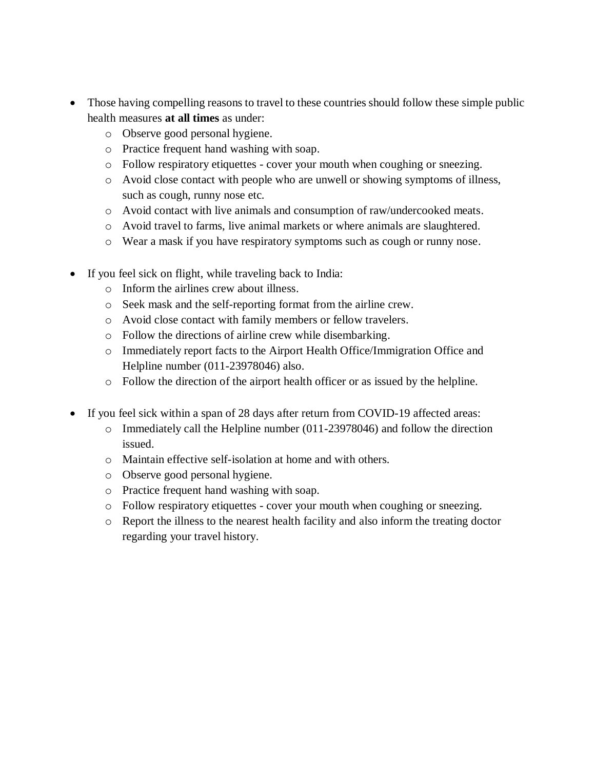- Those having compelling reasons to travel to these countries should follow these simple public health measures **at all times** as under:
  - Observe good personal hygiene.
  - Practice frequent hand washing with soap.
  - Follow respiratory etiquettes - cover your mouth when coughing or sneezing.
  - Avoid close contact with people who are unwell or showing symptoms of illness, such as cough, runny nose etc.
  - Avoid contact with live animals and consumption of raw/undercooked meats.
  - Avoid travel to farms, live animal markets or where animals are slaughtered.
  - Wear a mask if you have respiratory symptoms such as cough or runny nose.

- If you feel sick on flight, while traveling back to India:
  - Inform the airlines crew about illness.
  - Seek mask and the self-reporting format from the airline crew.
  - Avoid close contact with family members or fellow travelers.
  - Follow the directions of airline crew while disembarking.
  - Immediately report facts to the Airport Health Office/Immigration Office and Helpline number (011-23978046) also.
  - Follow the direction of the airport health officer or as issued by the helpline.

- If you feel sick within a span of 28 days after return from COVID-19 affected areas:
  - Immediately call the Helpline number (011-23978046) and follow the direction issued.
  - Maintain effective self-isolation at home and with others.
  - Observe good personal hygiene.
  - Practice frequent hand washing with soap.
  - Follow respiratory etiquettes - cover your mouth when coughing or sneezing.
  - Report the illness to the nearest health facility and also inform the treating doctor regarding your travel history.